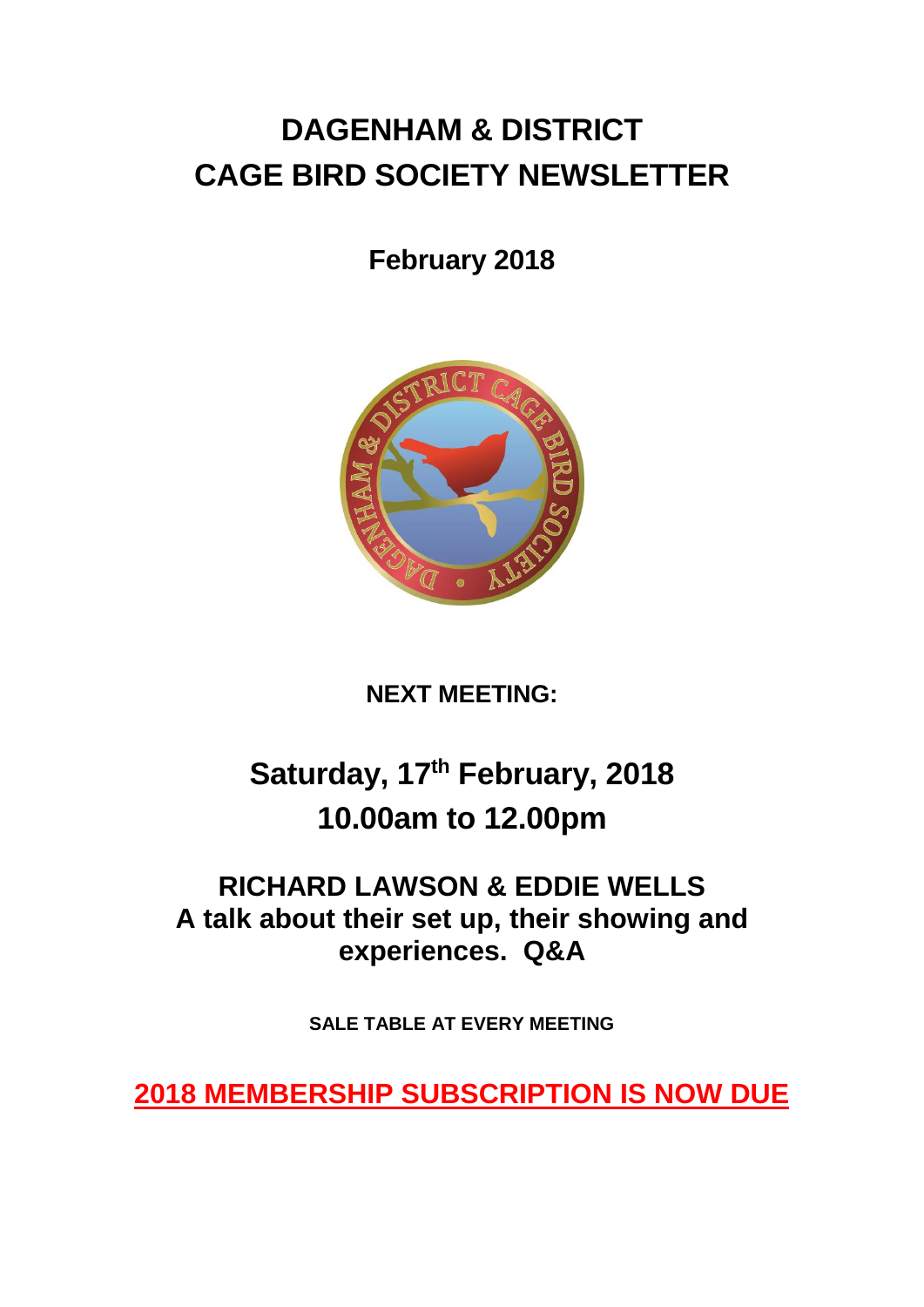# DAGENHAM & DISTRICT CAGE BIRD SOCIETY NEWSLETTER

**February 2018**

**NEXT MEETING:**

## Saturday, 17th February, 2018
## 10.00am to 12.00pm

### RICHARD LAWSON & EDDIE WELLS
### A talk about their set up, their showing and experiences. Q&A

**SALE TABLE AT EVERY MEETING**

**2018 MEMBERSHIP SUBSCRIPTION IS NOW DUE**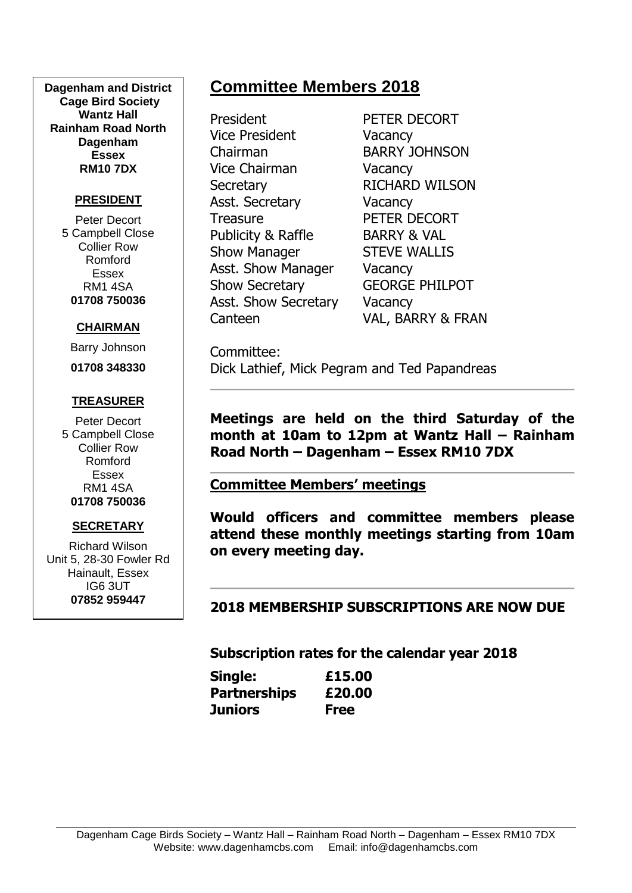**Dagenham and District Cage Bird Society**
**Wantz Hall**
**Rainham Road North**
**Dagenham**
**Essex**
**RM10 7DX**

**PRESIDENT**

Peter Decort
5 Campbell Close
Collier Row
Romford
Essex
RM1 4SA
**01708 750036**

**CHAIRMAN**

Barry Johnson
**01708 348330**

**TREASURER**

Peter Decort
5 Campbell Close
Collier Row
Romford
Essex
RM1 4SA
**01708 750036**

**SECRETARY**

Richard Wilson
Unit 5, 28-30 Fowler Rd
Hainault, Essex
IG6 3UT
**07852 959447**

## Committee Members 2018

| | |
|---|---|
| President | PETER DECORT |
| Vice President | Vacancy |
| Chairman | BARRY JOHNSON |
| Vice Chairman | Vacancy |
| Secretary | RICHARD WILSON |
| Asst. Secretary | Vacancy |
| Treasure | PETER DECORT |
| Publicity & Raffle | BARRY & VAL |
| Show Manager | STEVE WALLIS |
| Asst. Show Manager | Vacancy |
| Show Secretary | GEORGE PHILPOT |
| Asst. Show Secretary | Vacancy |
| Canteen | VAL, BARRY & FRAN |

Committee:
Dick Lathief, Mick Pegram and Ted Papandreas

---

**Meetings are held on the third Saturday of the month at 10am to 12pm at Wantz Hall – Rainham Road North – Dagenham – Essex RM10 7DX**

---

**Committee Members' meetings**

**Would officers and committee members please attend these monthly meetings starting from 10am on every meeting day.**

---

**2018 MEMBERSHIP SUBSCRIPTIONS ARE NOW DUE**

**Subscription rates for the calendar year 2018**

| | |
|---|---|
| **Single:** | **£15.00** |
| **Partnerships** | **£20.00** |
| **Juniors** | **Free** |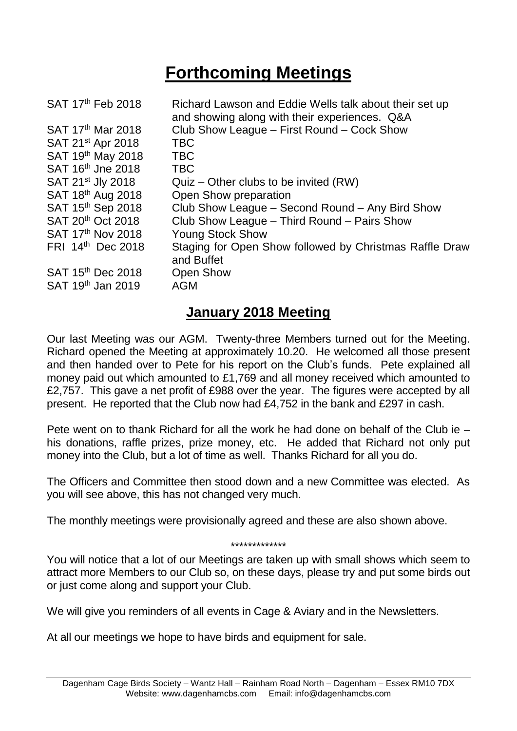# Forthcoming Meetings

| | |
|---|---|
| SAT 17th Feb 2018 | Richard Lawson and Eddie Wells talk about their set up and showing along with their experiences. Q&A |
| SAT 17th Mar 2018 | Club Show League – First Round – Cock Show |
| SAT 21st Apr 2018 | TBC |
| SAT 19th May 2018 | TBC |
| SAT 16th Jne 2018 | TBC |
| SAT 21st Jly 2018 | Quiz – Other clubs to be invited (RW) |
| SAT 18th Aug 2018 | Open Show preparation |
| SAT 15th Sep 2018 | Club Show League – Second Round – Any Bird Show |
| SAT 20th Oct 2018 | Club Show League – Third Round – Pairs Show |
| SAT 17th Nov 2018 | Young Stock Show |
| FRI 14th Dec 2018 | Staging for Open Show followed by Christmas Raffle Draw and Buffet |
| SAT 15th Dec 2018 | Open Show |
| SAT 19th Jan 2019 | AGM |

## January 2018 Meeting

Our last Meeting was our AGM. Twenty-three Members turned out for the Meeting. Richard opened the Meeting at approximately 10.20. He welcomed all those present and then handed over to Pete for his report on the Club's funds. Pete explained all money paid out which amounted to £1,769 and all money received which amounted to £2,757. This gave a net profit of £988 over the year. The figures were accepted by all present. He reported that the Club now had £4,752 in the bank and £297 in cash.

Pete went on to thank Richard for all the work he had done on behalf of the Club ie – his donations, raffle prizes, prize money, etc. He added that Richard not only put money into the Club, but a lot of time as well. Thanks Richard for all you do.

The Officers and Committee then stood down and a new Committee was elected. As you will see above, this has not changed very much.

The monthly meetings were provisionally agreed and these are also shown above.

*************

You will notice that a lot of our Meetings are taken up with small shows which seem to attract more Members to our Club so, on these days, please try and put some birds out or just come along and support your Club.

We will give you reminders of all events in Cage & Aviary and in the Newsletters.

At all our meetings we hope to have birds and equipment for sale.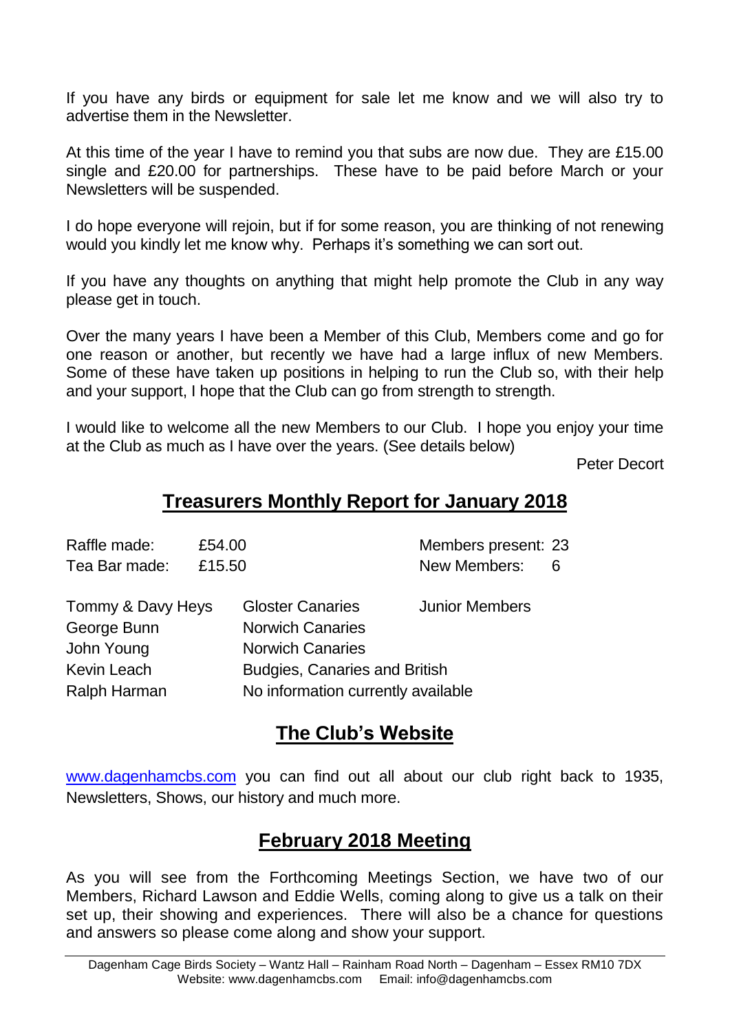If you have any birds or equipment for sale let me know and we will also try to advertise them in the Newsletter.

At this time of the year I have to remind you that subs are now due. They are £15.00 single and £20.00 for partnerships. These have to be paid before March or your Newsletters will be suspended.

I do hope everyone will rejoin, but if for some reason, you are thinking of not renewing would you kindly let me know why. Perhaps it's something we can sort out.

If you have any thoughts on anything that might help promote the Club in any way please get in touch.

Over the many years I have been a Member of this Club, Members come and go for one reason or another, but recently we have had a large influx of new Members. Some of these have taken up positions in helping to run the Club so, with their help and your support, I hope that the Club can go from strength to strength.

I would like to welcome all the new Members to our Club. I hope you enjoy your time at the Club as much as I have over the years. (See details below)

Peter Decort

## Treasurers Monthly Report for January 2018

| | | |
|---|---|---|
| Raffle made: | £54.00 | Members present: 23 |
| Tea Bar made: | £15.50 | New Members: 6 |

| | | |
|---|---|---|
| Tommy & Davy Heys | Gloster Canaries | Junior Members |
| George Bunn | Norwich Canaries | |
| John Young | Norwich Canaries | |
| Kevin Leach | Budgies, Canaries and British | |
| Ralph Harman | No information currently available | |

## The Club's Website

www.dagenhamcbs.com you can find out all about our club right back to 1935, Newsletters, Shows, our history and much more.

## February 2018 Meeting

As you will see from the Forthcoming Meetings Section, we have two of our Members, Richard Lawson and Eddie Wells, coming along to give us a talk on their set up, their showing and experiences. There will also be a chance for questions and answers so please come along and show your support.